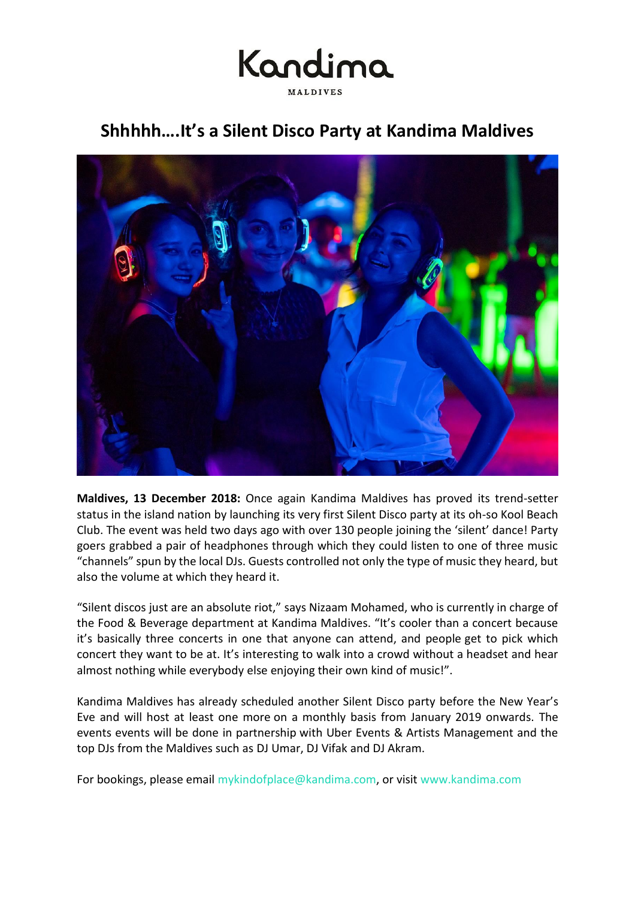Kandima

MALDIVES

# Shhhhh….It's a Silent Disco Party at Kandima Maldives

**Maldives, 13 December 2018:** Once again Kandima Maldives has proved its trend-setter status in the island nation by launching its very first Silent Disco party at its oh-so Kool Beach Club. The event was held two days ago with over 130 people joining the 'silent' dance! Party goers grabbed a pair of headphones through which they could listen to one of three music "channels" spun by the local DJs. Guests controlled not only the type of music they heard, but also the volume at which they heard it.

"Silent discos just are an absolute riot," says Nizaam Mohamed, who is currently in charge of the Food & Beverage department at Kandima Maldives. "It's cooler than a concert because it's basically three concerts in one that anyone can attend, and people get to pick which concert they want to be at. It's interesting to walk into a crowd without a headset and hear almost nothing while everybody else enjoying their own kind of music!".

Kandima Maldives has already scheduled another Silent Disco party before the New Year's Eve and will host at least one more on a monthly basis from January 2019 onwards. The events events will be done in partnership with Uber Events & Artists Management and the top DJs from the Maldives such as DJ Umar, DJ Vifak and DJ Akram.

For bookings, please email mykindofplace@kandima.com, or visit www.kandima.com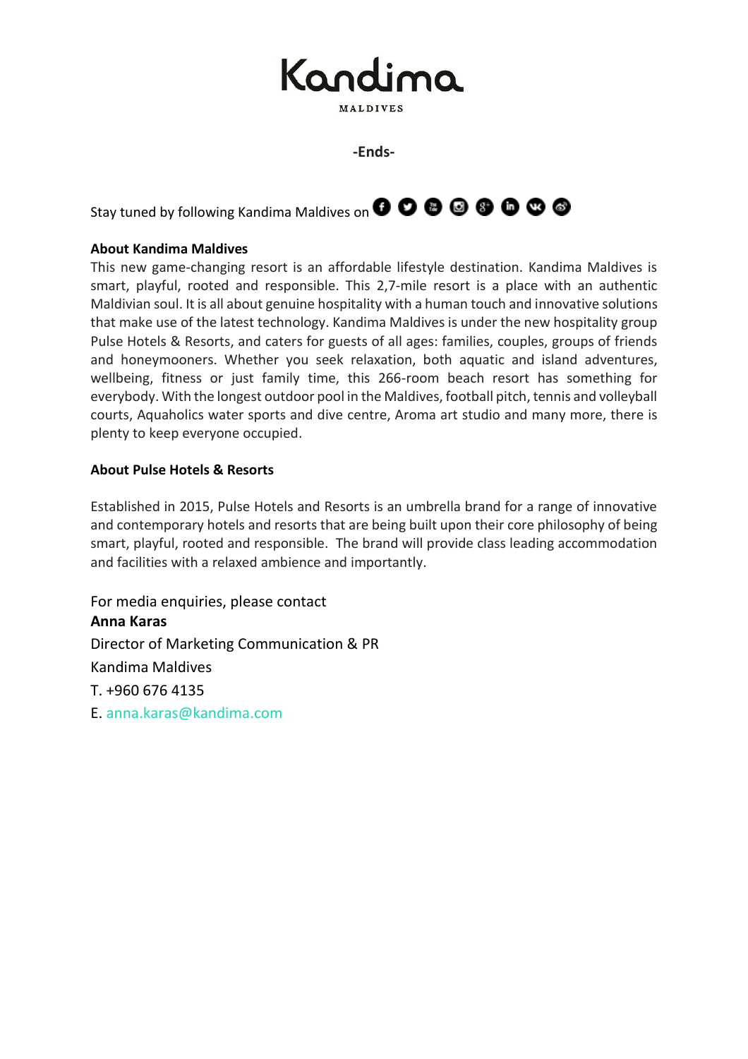Kandima

MALDIVES

-Ends-

Stay tuned by following Kandima Maldives on

**About Kandima Maldives**

This new game-changing resort is an affordable lifestyle destination. Kandima Maldives is smart, playful, rooted and responsible. This 2,7-mile resort is a place with an authentic Maldivian soul. It is all about genuine hospitality with a human touch and innovative solutions that make use of the latest technology. Kandima Maldives is under the new hospitality group Pulse Hotels & Resorts, and caters for guests of all ages: families, couples, groups of friends and honeymooners. Whether you seek relaxation, both aquatic and island adventures, wellbeing, fitness or just family time, this 266-room beach resort has something for everybody. With the longest outdoor pool in the Maldives, football pitch, tennis and volleyball courts, Aquaholics water sports and dive centre, Aroma art studio and many more, there is plenty to keep everyone occupied.

**About Pulse Hotels & Resorts**

Established in 2015, Pulse Hotels and Resorts is an umbrella brand for a range of innovative and contemporary hotels and resorts that are being built upon their core philosophy of being smart, playful, rooted and responsible. The brand will provide class leading accommodation and facilities with a relaxed ambience and importantly.

For media enquiries, please contact
**Anna Karas**
Director of Marketing Communication & PR
Kandima Maldives
T. +960 676 4135
E. anna.karas@kandima.com